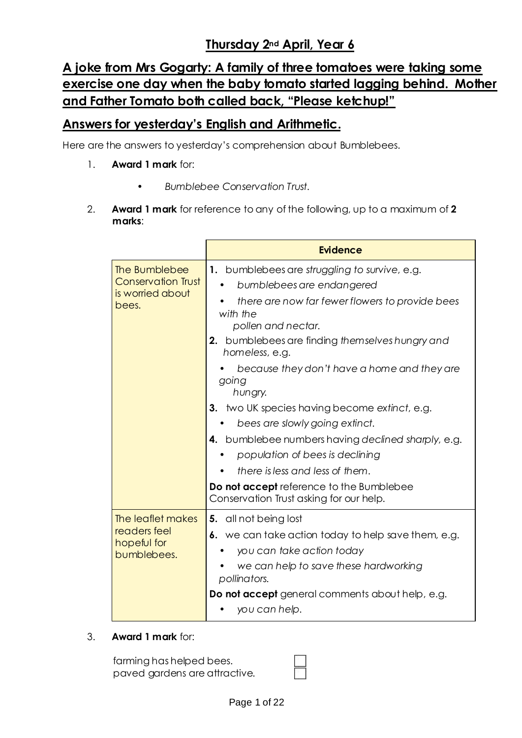## Thursday 2nd April, Year 6

## A joke from Mrs Gogarty: A family of three tomatoes were taking some exercise one day when the baby tomato started lagging behind. Mother and Father Tomato both called back, "Please ketchup!"

## Answers for yesterday's English and Arithmetic.

Here are the answers to yesterday's comprehension about Bumblebees.

1. **Award 1 mark** for:

   - *Bumblebee Conservation Trust.*

2. **Award 1 mark** for reference to any of the following, up to a maximum of **2 marks**:

| | Evidence |
|---|---|
| The Bumblebee Conservation Trust is worried about bees. | **1.** bumblebees are *struggling to survive*, e.g.<br>• *bumblebees are endangered*<br>• *there are now far fewer flowers to provide bees with the pollen and nectar.*<br>**2.** bumblebees are finding *themselves hungry and homeless*, e.g.<br>• *because they don't have a home and they are going hungry.*<br>**3.** two UK species having become *extinct*, e.g.<br>• *bees are slowly going extinct.*<br>**4.** bumblebee numbers having *declined sharply*, e.g.<br>• *population of bees is declining*<br>• *there is less and less of them.*<br>**Do not accept** reference to the Bumblebee Conservation Trust asking for our help. |
| The leaflet makes readers feel hopeful for bumblebees. | **5.** all not being lost<br>**6.** we can take action today to help save them, e.g.<br>• *you can take action today*<br>• *we can help to save these hardworking pollinators.*<br>**Do not accept** general comments about help, e.g.<br>• *you can help.* |

3. **Award 1 mark** for:

   farming has helped bees. ☐
   paved gardens are attractive. ☐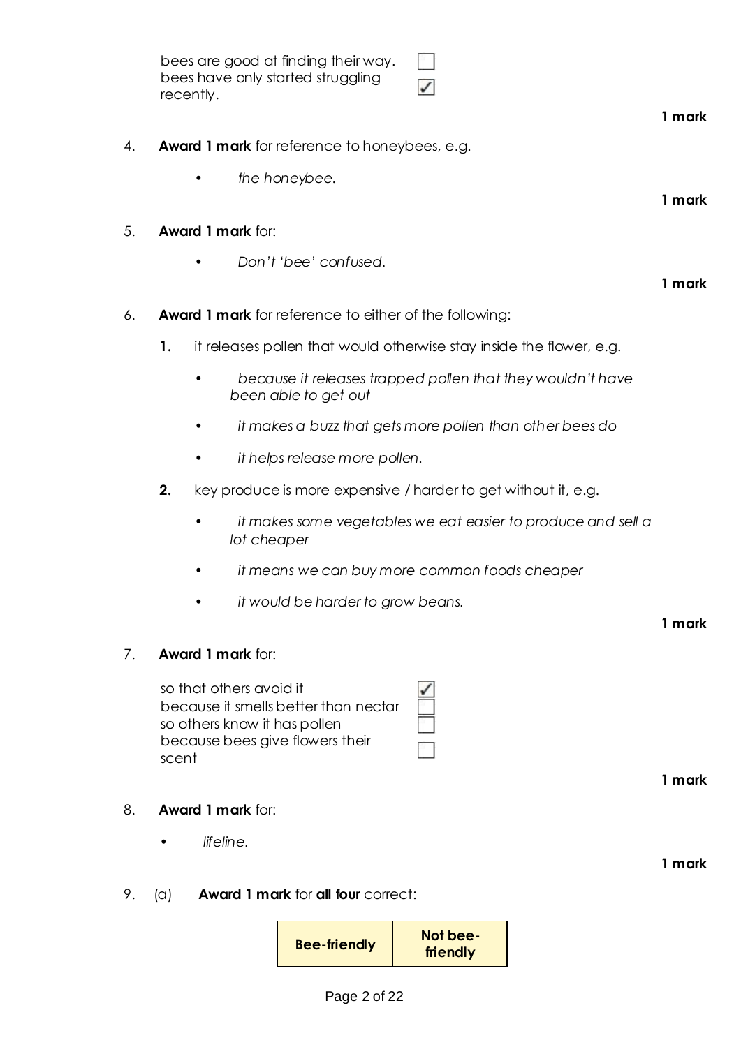| | |
|---|---|
| bees are good at finding their way. | ☐ |
| bees have only started struggling recently. | ☑ |

**1 mark**

4. **Award 1 mark** for reference to honeybees, e.g.

   - *the honeybee.*

**1 mark**

5. **Award 1 mark** for:

   - *Don't 'bee' confused.*

**1 mark**

6. **Award 1 mark** for reference to either of the following:

   **1.** it releases pollen that would otherwise stay inside the flower, e.g.

   - *because it releases trapped pollen that they wouldn't have been able to get out*
   - *it makes a buzz that gets more pollen than other bees do*
   - *it helps release more pollen.*

   **2.** key produce is more expensive / harder to get without it, e.g.

   - *it makes some vegetables we eat easier to produce and sell a lot cheaper*
   - *it means we can buy more common foods cheaper*
   - *it would be harder to grow beans.*

**1 mark**

7. **Award 1 mark** for:

| | |
|---|---|
| so that others avoid it | ☑ |
| because it smells better than nectar | ☐ |
| so others know it has pollen | ☐ |
| because bees give flowers their scent | ☐ |

**1 mark**

8. **Award 1 mark** for:

   - *lifeline.*

**1 mark**

9. (a) **Award 1 mark** for **all four** correct:

| Bee-friendly | Not bee-friendly |
|---|---|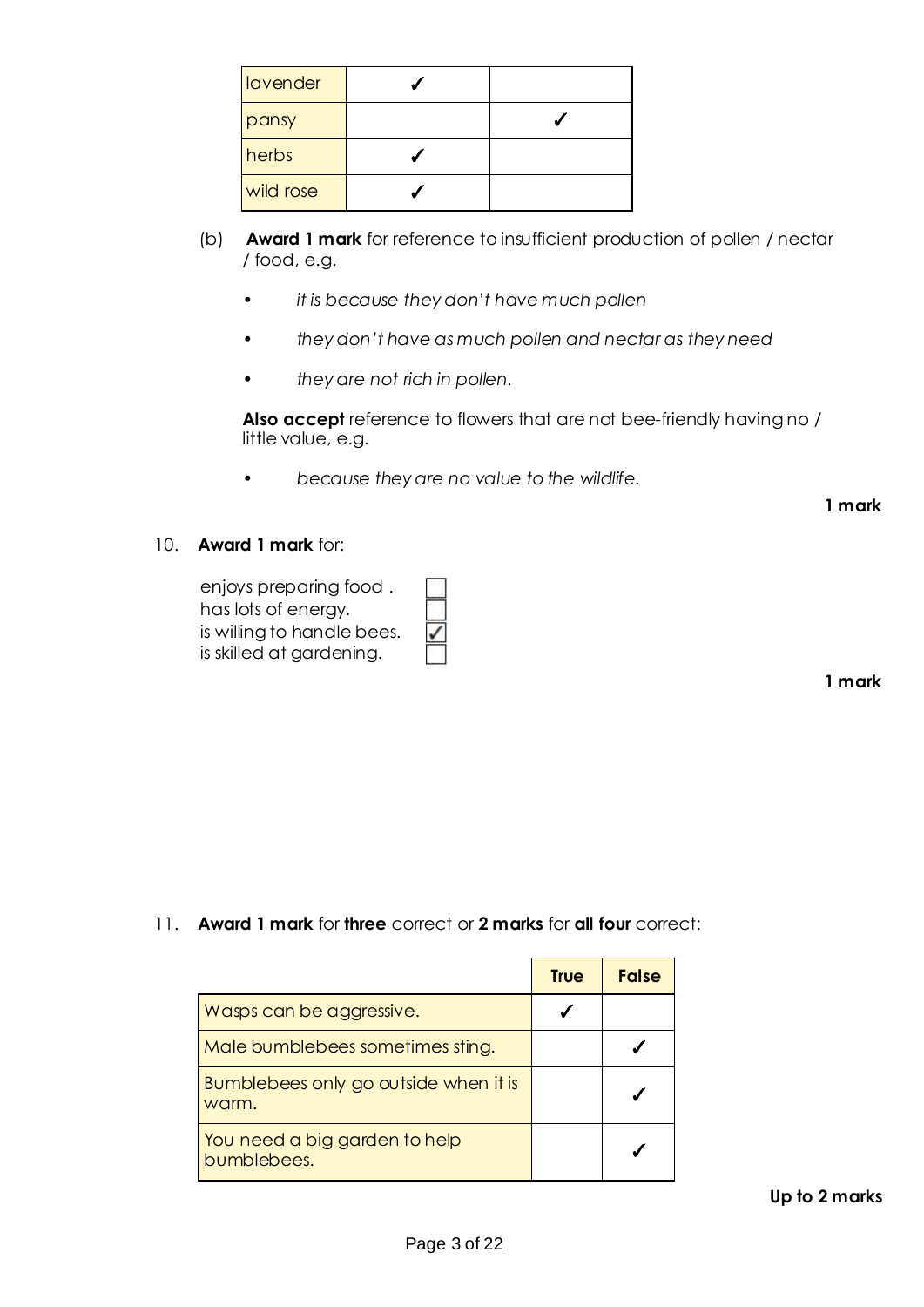| lavender | ✓ | |
|---|---|---|
| pansy | | ✓ |
| herbs | ✓ | |
| wild rose | ✓ | |

(b) **Award 1 mark** for reference to insufficient production of pollen / nectar / food, e.g.

- *it is because they don't have much pollen*
- *they don't have as much pollen and nectar as they need*
- *they are not rich in pollen.*

**Also accept** reference to flowers that are not bee-friendly having no / little value, e.g.

- *because they are no value to the wildlife.*

**1 mark**

10. **Award 1 mark** for:

enjoys preparing food . ☐
has lots of energy. ☐
is willing to handle bees. ☑
is skilled at gardening. ☐

**1 mark**

11. **Award 1 mark** for **three** correct or **2 marks** for **all four** correct:

| | True | False |
|---|---|---|
| Wasps can be aggressive. | ✓ | |
| Male bumblebees sometimes sting. | | ✓ |
| Bumblebees only go outside when it is warm. | | ✓ |
| You need a big garden to help bumblebees. | | ✓ |

**Up to 2 marks**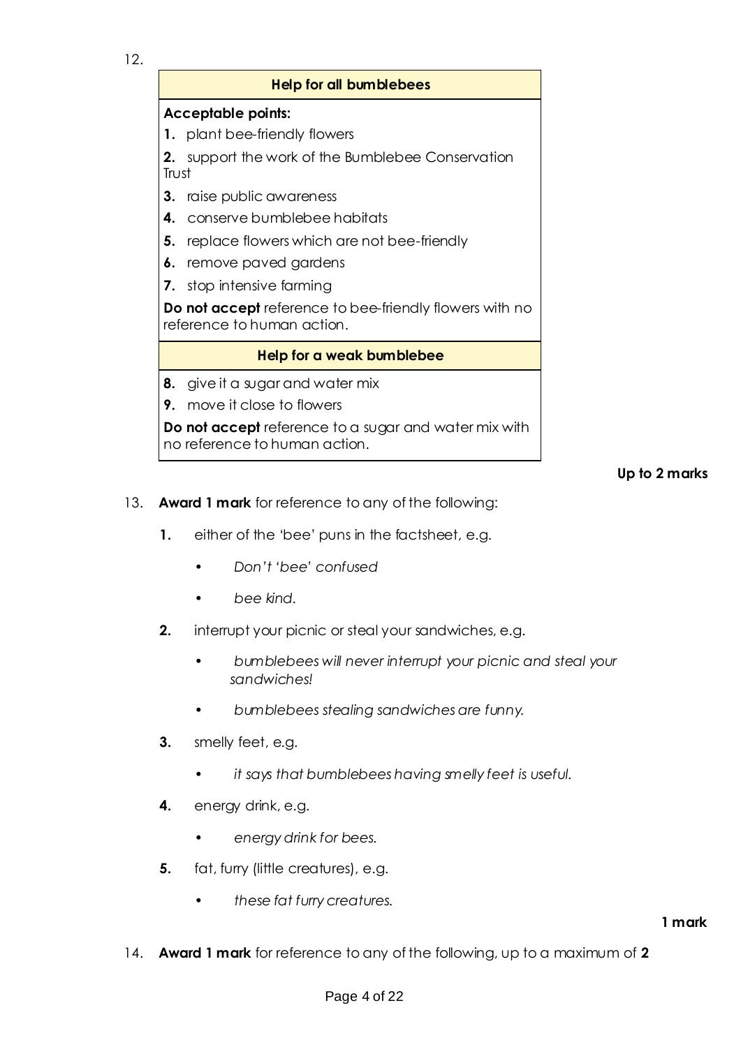12.

| Help for all bumblebees |
|---|
| **Acceptable points:** |
| **1.** plant bee-friendly flowers |
| **2.** support the work of the Bumblebee Conservation Trust |
| **3.** raise public awareness |
| **4.** conserve bumblebee habitats |
| **5.** replace flowers which are not bee-friendly |
| **6.** remove paved gardens |
| **7.** stop intensive farming |
| **Do not accept** reference to bee-friendly flowers with no reference to human action. |
| **Help for a weak bumblebee** |
| **8.** give it a sugar and water mix |
| **9.** move it close to flowers |
| **Do not accept** reference to a sugar and water mix with no reference to human action. |

**Up to 2 marks**

13. **Award 1 mark** for reference to any of the following:

**1.** either of the 'bee' puns in the factsheet, e.g.

- *Don't 'bee' confused*
- *bee kind.*

**2.** interrupt your picnic or steal your sandwiches, e.g.

- *bumblebees will never interrupt your picnic and steal your sandwiches!*
- *bumblebees stealing sandwiches are funny.*

**3.** smelly feet, e.g.

- *it says that bumblebees having smelly feet is useful.*

**4.** energy drink, e.g.

- *energy drink for bees.*

**5.** fat, furry (little creatures), e.g.

- *these fat furry creatures.*

**1 mark**

14. **Award 1 mark** for reference to any of the following, up to a maximum of **2**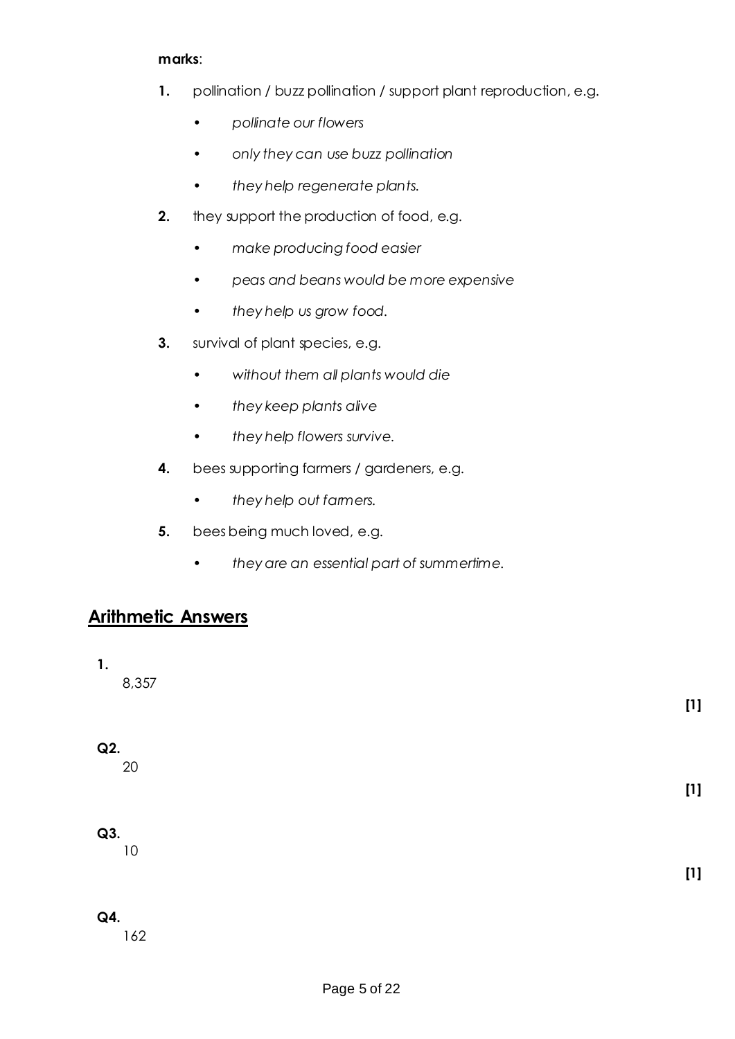**marks**:

1. pollination / buzz pollination / support plant reproduction, e.g.
   - *pollinate our flowers*
   - *only they can use buzz pollination*
   - *they help regenerate plants.*
2. they support the production of food, e.g.
   - *make producing food easier*
   - *peas and beans would be more expensive*
   - *they help us grow food.*
3. survival of plant species, e.g.
   - *without them all plants would die*
   - *they keep plants alive*
   - *they help flowers survive.*
4. bees supporting farmers / gardeners, e.g.
   - *they help out farmers.*
5. bees being much loved, e.g.
   - *they are an essential part of summertime.*

## Arithmetic Answers

**1.**
8,357

**[1]**

**Q2.**
20

**[1]**

**Q3.**
10

**[1]**

**Q4.**
162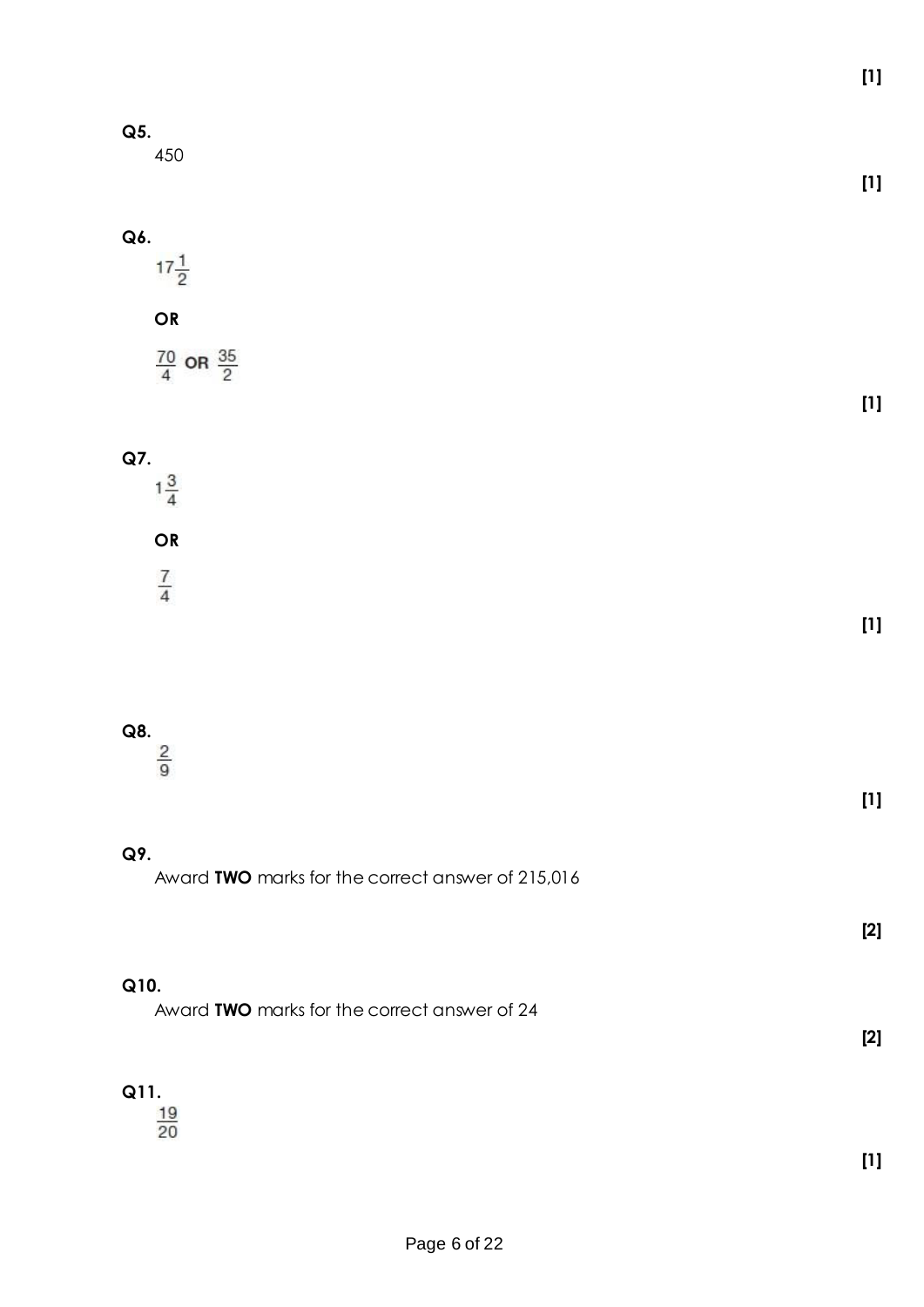[1]

**Q5.**

450

[1]

**Q6.**

$17\frac{1}{2}$

**OR**

$\frac{70}{4}$ **OR** $\frac{35}{2}$

[1]

**Q7.**

$1\frac{3}{4}$

**OR**

$\frac{7}{4}$

[1]

**Q8.**

$\frac{2}{9}$

[1]

**Q9.**

Award **TWO** marks for the correct answer of 215,016

[2]

**Q10.**

Award **TWO** marks for the correct answer of 24

[2]

**Q11.**

$\frac{19}{20}$

[1]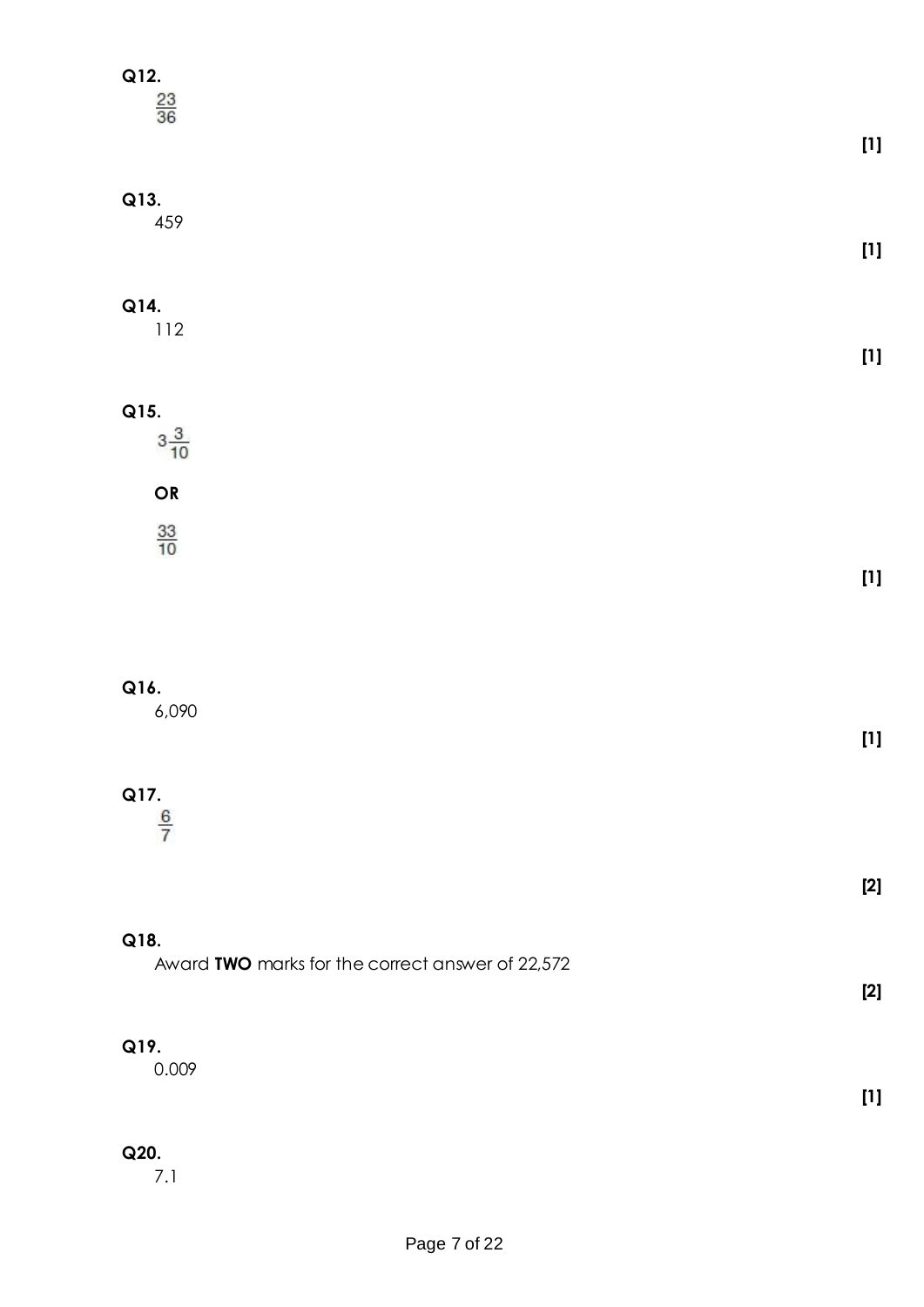**Q12.**

$\frac{23}{36}$

**[1]**

**Q13.**

459

**[1]**

**Q14.**

112

**[1]**

**Q15.**

$3\frac{3}{10}$

**OR**

$\frac{33}{10}$

**[1]**

**Q16.**

6,090

**[1]**

**Q17.**

$\frac{6}{7}$

**[2]**

**Q18.**

Award **TWO** marks for the correct answer of 22,572

**[2]**

**Q19.**

0.009

**[1]**

**Q20.**

7.1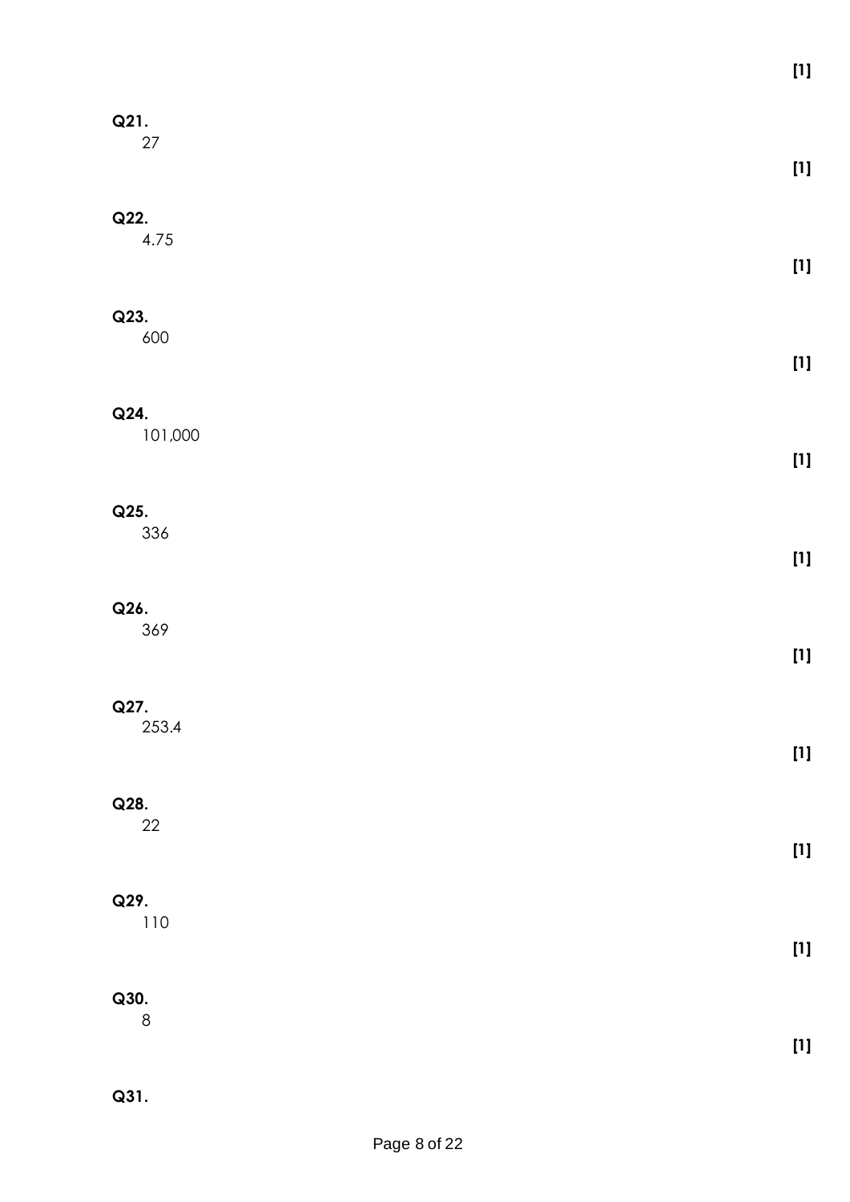[1]

**Q21.**

27

[1]

**Q22.**

4.75

[1]

**Q23.**

600

[1]

**Q24.**

101,000

[1]

**Q25.**

336

[1]

**Q26.**

369

[1]

**Q27.**

253.4

[1]

**Q28.**

22

[1]

**Q29.**

110

[1]

**Q30.**

8

[1]

**Q31.**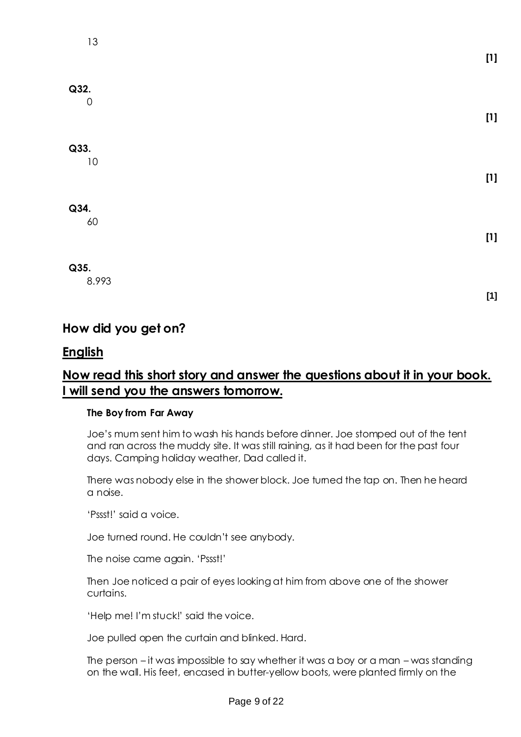13

**[1]**

**Q32.**

0

**[1]**

**Q33.**

10

**[1]**

**Q34.**

60

**[1]**

**Q35.**

8.993

**[1]**

## How did you get on?

## <u>English</u>

## <u>Now read this short story and answer the questions about it in your book. I will send you the answers tomorrow.</u>

**The Boy from Far Away**

Joe's mum sent him to wash his hands before dinner. Joe stomped out of the tent and ran across the muddy site. It was still raining, as it had been for the past four days. Camping holiday weather, Dad called it.

There was nobody else in the shower block. Joe turned the tap on. Then he heard a noise.

'Pssst!' said a voice.

Joe turned round. He couldn't see anybody.

The noise came again. 'Pssst!'

Then Joe noticed a pair of eyes looking at him from above one of the shower curtains.

'Help me! I'm stuck!' said the voice.

Joe pulled open the curtain and blinked. Hard.

The person – it was impossible to say whether it was a boy or a man – was standing on the wall. His feet, encased in butter-yellow boots, were planted firmly on the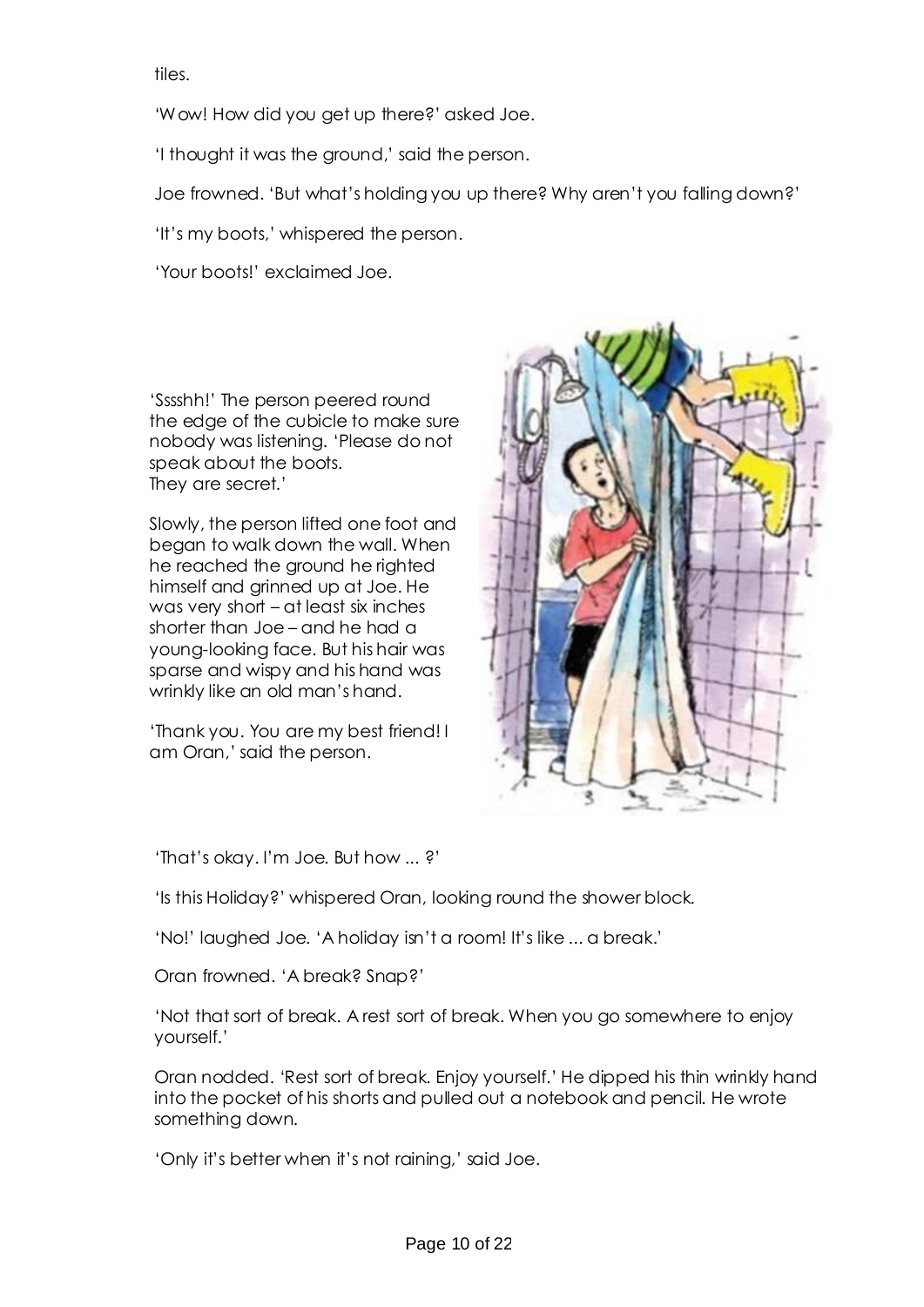tiles.

'Wow! How did you get up there?' asked Joe.

'I thought it was the ground,' said the person.

Joe frowned. 'But what's holding you up there? Why aren't you falling down?'

'It's my boots,' whispered the person.

'Your boots!' exclaimed Joe.

'Sssshh!' The person peered round the edge of the cubicle to make sure nobody was listening. 'Please do not speak about the boots. They are secret.'

Slowly, the person lifted one foot and began to walk down the wall. When he reached the ground he righted himself and grinned up at Joe. He was very short – at least six inches shorter than Joe – and he had a young-looking face. But his hair was sparse and wispy and his hand was wrinkly like an old man's hand.

'Thank you. You are my best friend! I am Oran,' said the person.

'That's okay. I'm Joe. But how ... ?'

'Is this Holiday?' whispered Oran, looking round the shower block.

'No!' laughed Joe. 'A holiday isn't a room! It's like ... a break.'

Oran frowned. 'A break? Snap?'

'Not that sort of break. A rest sort of break. When you go somewhere to enjoy yourself.'

Oran nodded. 'Rest sort of break. Enjoy yourself.' He dipped his thin wrinkly hand into the pocket of his shorts and pulled out a notebook and pencil. He wrote something down.

'Only it's better when it's not raining,' said Joe.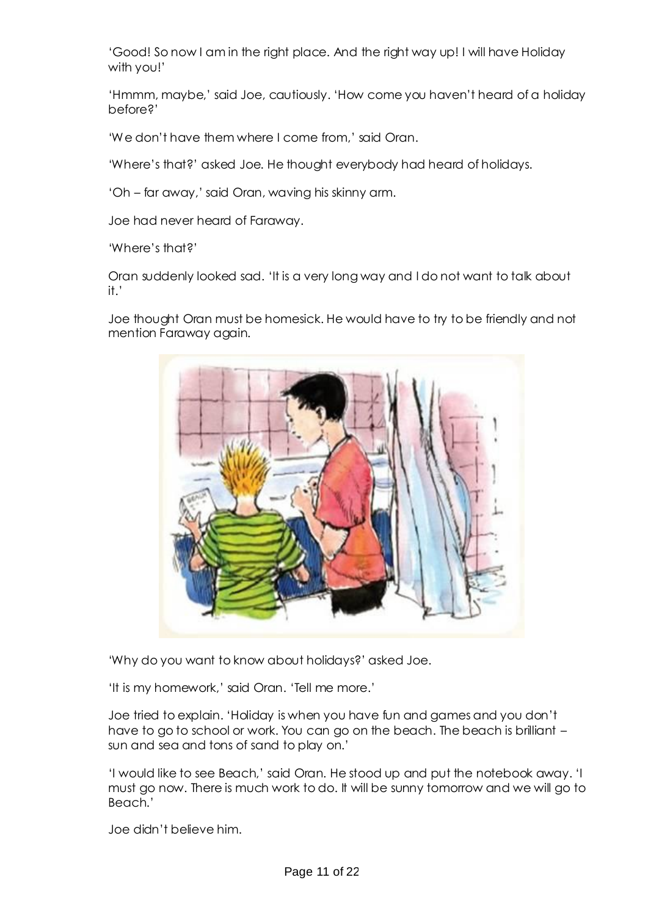'Good! So now I am in the right place. And the right way up! I will have Holiday with you!'

'Hmmm, maybe,' said Joe, cautiously. 'How come you haven't heard of a holiday before?'

'We don't have them where I come from,' said Oran.

'Where's that?' asked Joe. He thought everybody had heard of holidays.

'Oh – far away,' said Oran, waving his skinny arm.

Joe had never heard of Faraway.

'Where's that?'

Oran suddenly looked sad. 'It is a very long way and I do not want to talk about it.'

Joe thought Oran must be homesick. He would have to try to be friendly and not mention Faraway again.

'Why do you want to know about holidays?' asked Joe.

'It is my homework,' said Oran. 'Tell me more.'

Joe tried to explain. 'Holiday is when you have fun and games and you don't have to go to school or work. You can go on the beach. The beach is brilliant – sun and sea and tons of sand to play on.'

'I would like to see Beach,' said Oran. He stood up and put the notebook away. 'I must go now. There is much work to do. It will be sunny tomorrow and we will go to Beach.'

Joe didn't believe him.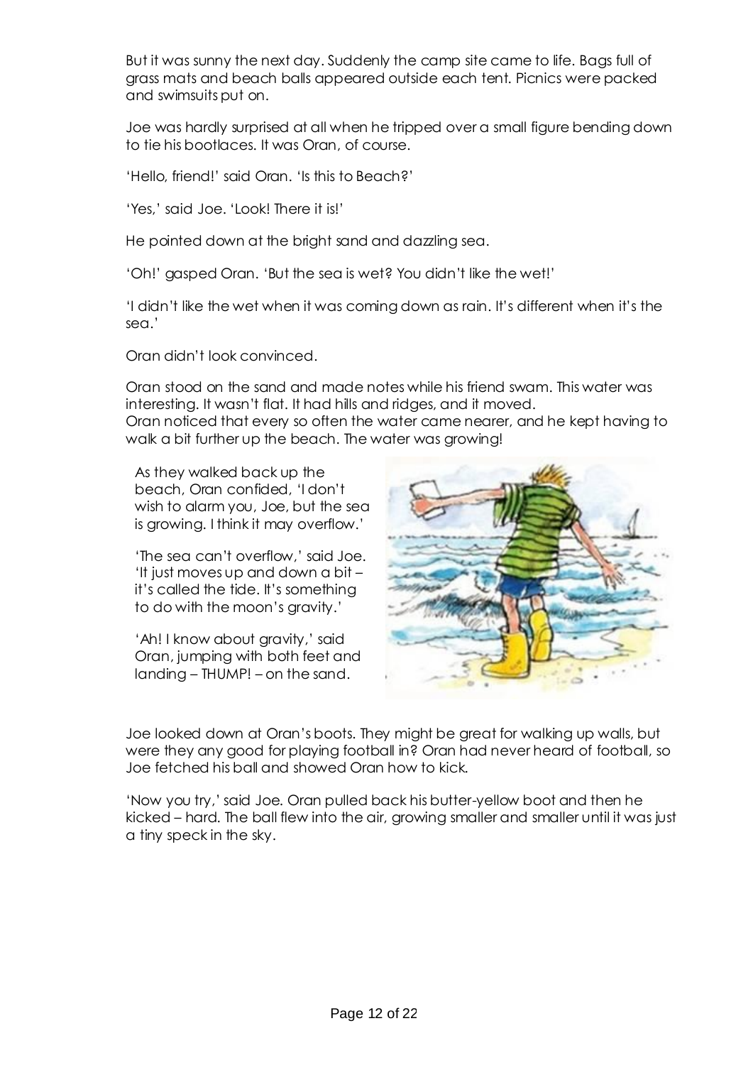But it was sunny the next day. Suddenly the camp site came to life. Bags full of grass mats and beach balls appeared outside each tent. Picnics were packed and swimsuits put on.

Joe was hardly surprised at all when he tripped over a small figure bending down to tie his bootlaces. It was Oran, of course.

'Hello, friend!' said Oran. 'Is this to Beach?'

'Yes,' said Joe. 'Look! There it is!'

He pointed down at the bright sand and dazzling sea.

'Oh!' gasped Oran. 'But the sea is wet? You didn't like the wet!'

'I didn't like the wet when it was coming down as rain. It's different when it's the sea.'

Oran didn't look convinced.

Oran stood on the sand and made notes while his friend swam. This water was interesting. It wasn't flat. It had hills and ridges, and it moved.
Oran noticed that every so often the water came nearer, and he kept having to walk a bit further up the beach. The water was growing!

As they walked back up the beach, Oran confided, 'I don't wish to alarm you, Joe, but the sea is growing. I think it may overflow.'

'The sea can't overflow,' said Joe. 'It just moves up and down a bit – it's called the tide. It's something to do with the moon's gravity.'

'Ah! I know about gravity,' said Oran, jumping with both feet and landing – THUMP! – on the sand.

Joe looked down at Oran's boots. They might be great for walking up walls, but were they any good for playing football in? Oran had never heard of football, so Joe fetched his ball and showed Oran how to kick.

'Now you try,' said Joe. Oran pulled back his butter-yellow boot and then he kicked – hard. The ball flew into the air, growing smaller and smaller until it was just a tiny speck in the sky.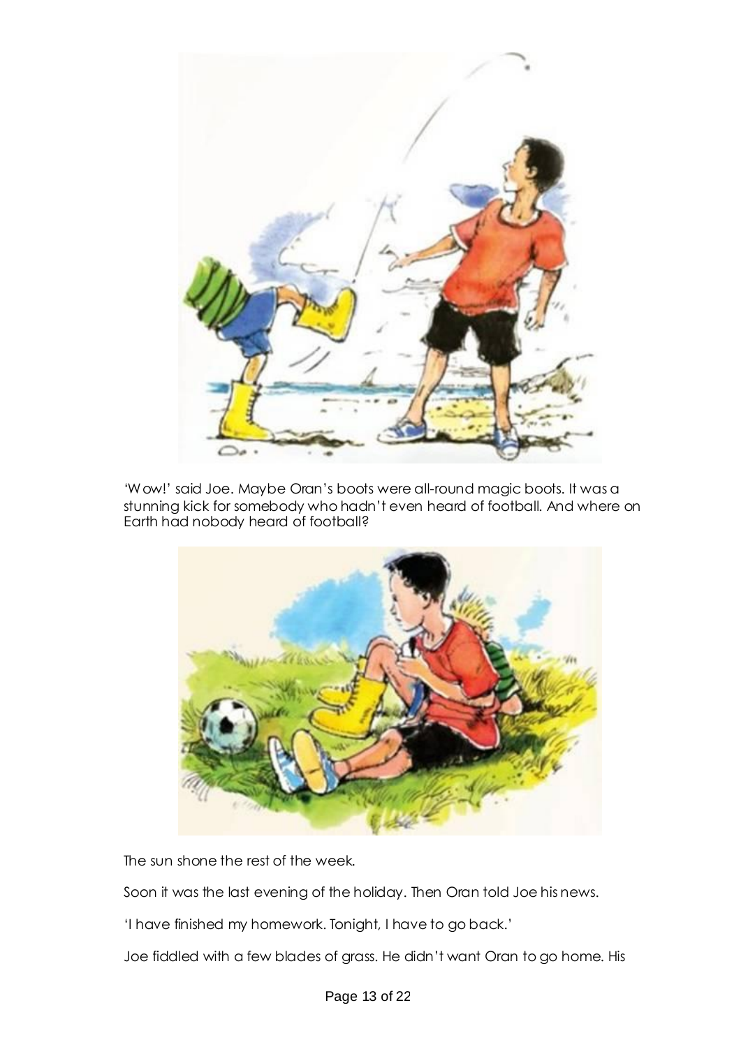'Wow!' said Joe. Maybe Oran's boots were all-round magic boots. It was a stunning kick for somebody who hadn't even heard of football. And where on Earth had nobody heard of football?

The sun shone the rest of the week.

Soon it was the last evening of the holiday. Then Oran told Joe his news.

'I have finished my homework. Tonight, I have to go back.'

Joe fiddled with a few blades of grass. He didn't want Oran to go home. His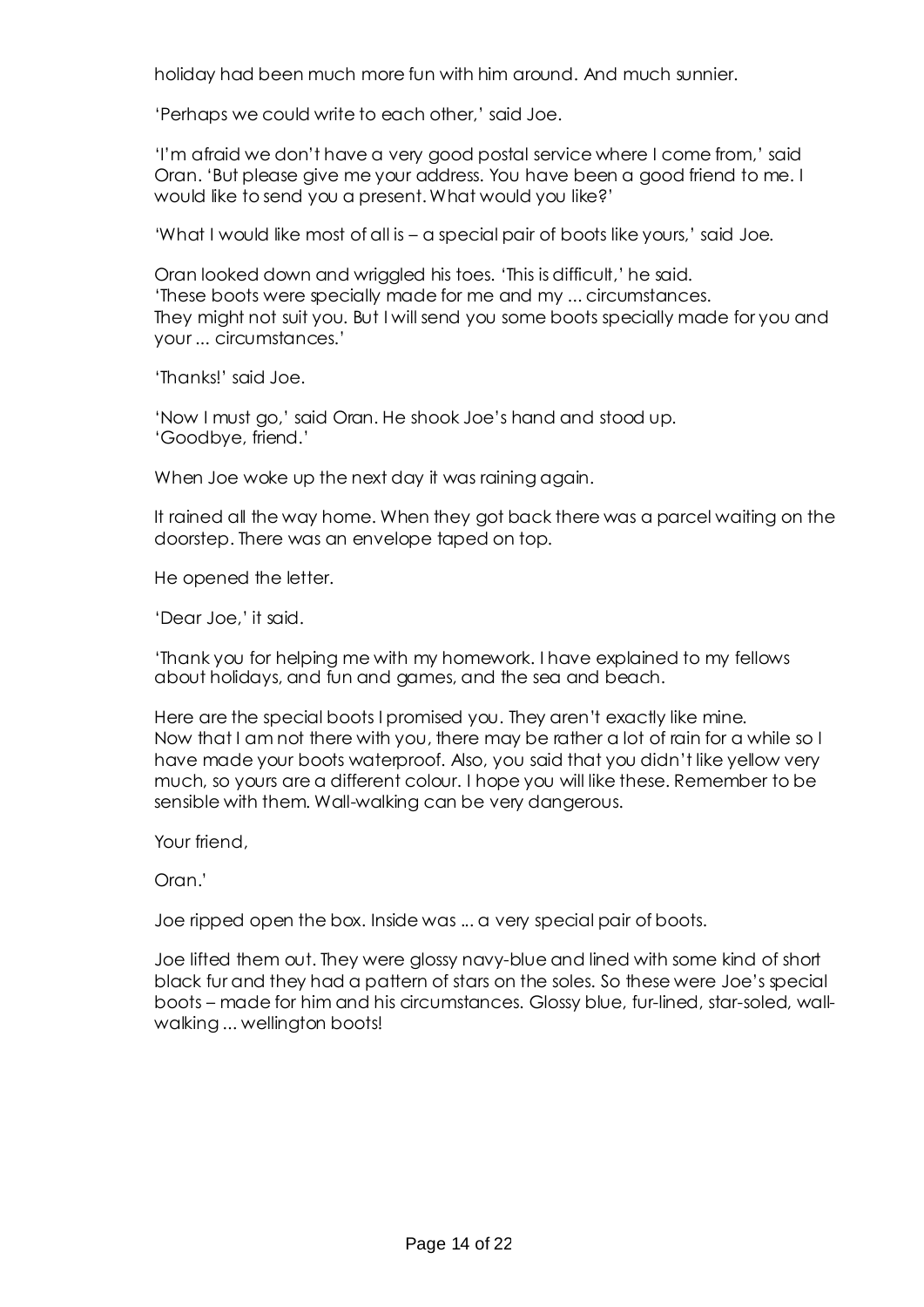holiday had been much more fun with him around. And much sunnier.

'Perhaps we could write to each other,' said Joe.

'I'm afraid we don't have a very good postal service where I come from,' said Oran. 'But please give me your address. You have been a good friend to me. I would like to send you a present. What would you like?'

'What I would like most of all is – a special pair of boots like yours,' said Joe.

Oran looked down and wriggled his toes. 'This is difficult,' he said.
'These boots were specially made for me and my ... circumstances.
They might not suit you. But I will send you some boots specially made for you and your ... circumstances.'

'Thanks!' said Joe.

'Now I must go,' said Oran. He shook Joe's hand and stood up.
'Goodbye, friend.'

When Joe woke up the next day it was raining again.

It rained all the way home. When they got back there was a parcel waiting on the doorstep. There was an envelope taped on top.

He opened the letter.

'Dear Joe,' it said.

'Thank you for helping me with my homework. I have explained to my fellows about holidays, and fun and games, and the sea and beach.

Here are the special boots I promised you. They aren't exactly like mine.
Now that I am not there with you, there may be rather a lot of rain for a while so I have made your boots waterproof. Also, you said that you didn't like yellow very much, so yours are a different colour. I hope you will like these. Remember to be sensible with them. Wall-walking can be very dangerous.

Your friend,

Oran.'

Joe ripped open the box. Inside was ... a very special pair of boots.

Joe lifted them out. They were glossy navy-blue and lined with some kind of short black fur and they had a pattern of stars on the soles. So these were Joe's special boots – made for him and his circumstances. Glossy blue, fur-lined, star-soled, wall-walking ... wellington boots!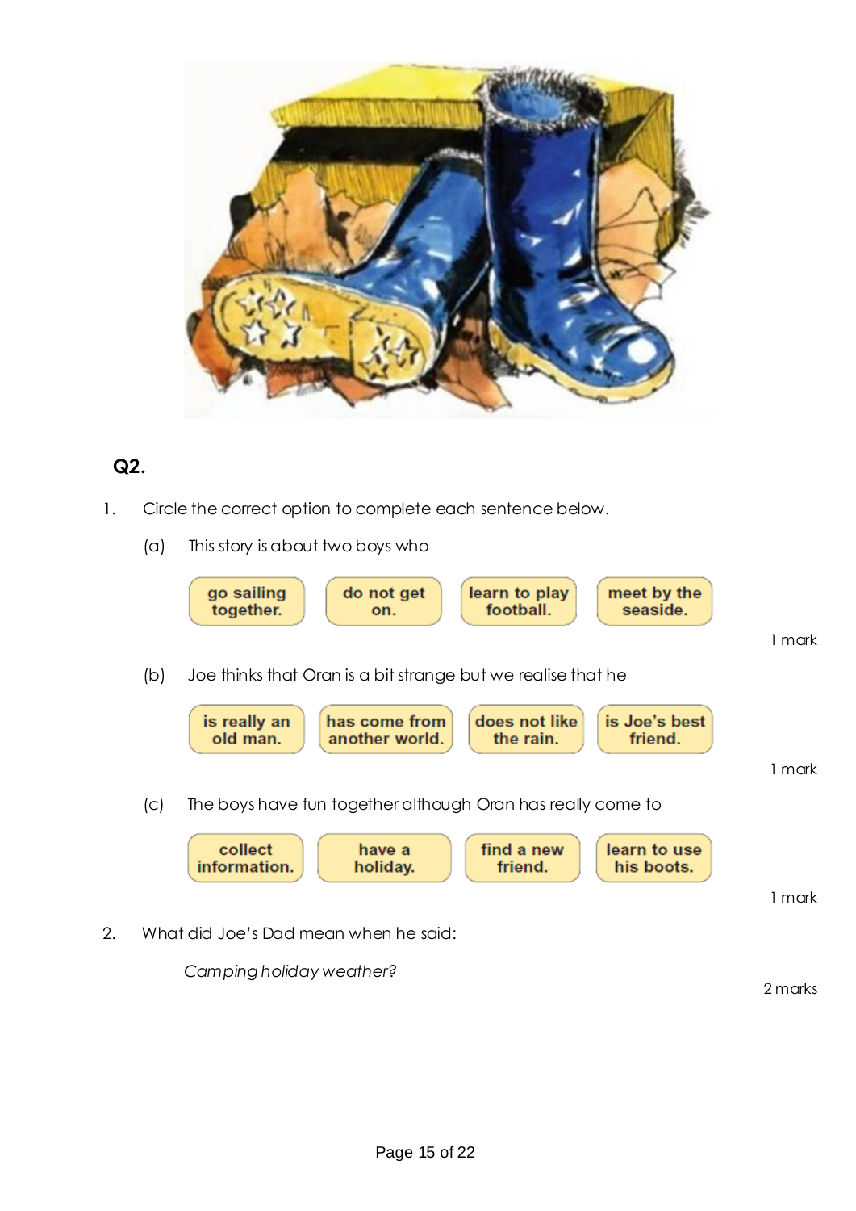## Q2.

1. Circle the correct option to complete each sentence below.

   (a) This story is about two boys who

   | go sailing together. | do not get on. | learn to play football. | meet by the seaside. |
   |---|---|---|---|

   1 mark

   (b) Joe thinks that Oran is a bit strange but we realise that he

   | is really an old man. | has come from another world. | does not like the rain. | is Joe's best friend. |
   |---|---|---|---|

   1 mark

   (c) The boys have fun together although Oran has really come to

   | collect information. | have a holiday. | find a new friend. | learn to use his boots. |
   |---|---|---|---|

   1 mark

2. What did Joe's Dad mean when he said:

   *Camping holiday weather?*

   2 marks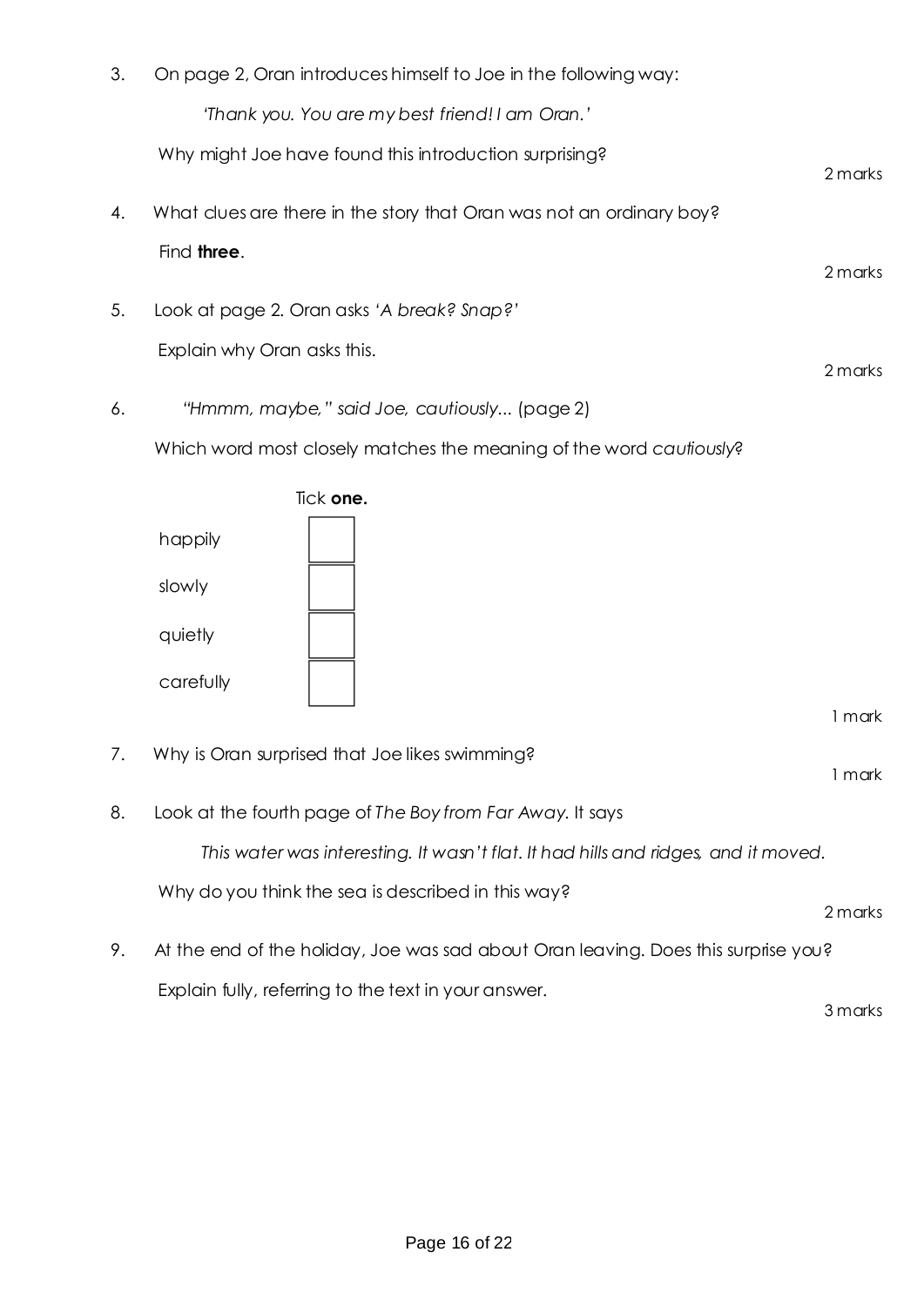3. On page 2, Oran introduces himself to Joe in the following way:

   *'Thank you. You are my best friend! I am Oran.'*

   Why might Joe have found this introduction surprising?

   2 marks

4. What clues are there in the story that Oran was not an ordinary boy?

   Find **three**.

   2 marks

5. Look at page 2. Oran asks *'A break? Snap?'*

   Explain why Oran asks this.

   2 marks

6. *"Hmmm, maybe," said Joe, cautiously...* (page 2)

   Which word most closely matches the meaning of the word *cautiously*?

   Tick **one.**

   | | |
   |---|---|
   | happily | ☐ |
   | slowly | ☐ |
   | quietly | ☐ |
   | carefully | ☐ |

   1 mark

7. Why is Oran surprised that Joe likes swimming?

   1 mark

8. Look at the fourth page of *The Boy from Far Away.* It says

   *This water was interesting. It wasn't flat. It had hills and ridges, and it moved.*

   Why do you think the sea is described in this way?

   2 marks

9. At the end of the holiday, Joe was sad about Oran leaving. Does this surprise you?

   Explain fully, referring to the text in your answer.

   3 marks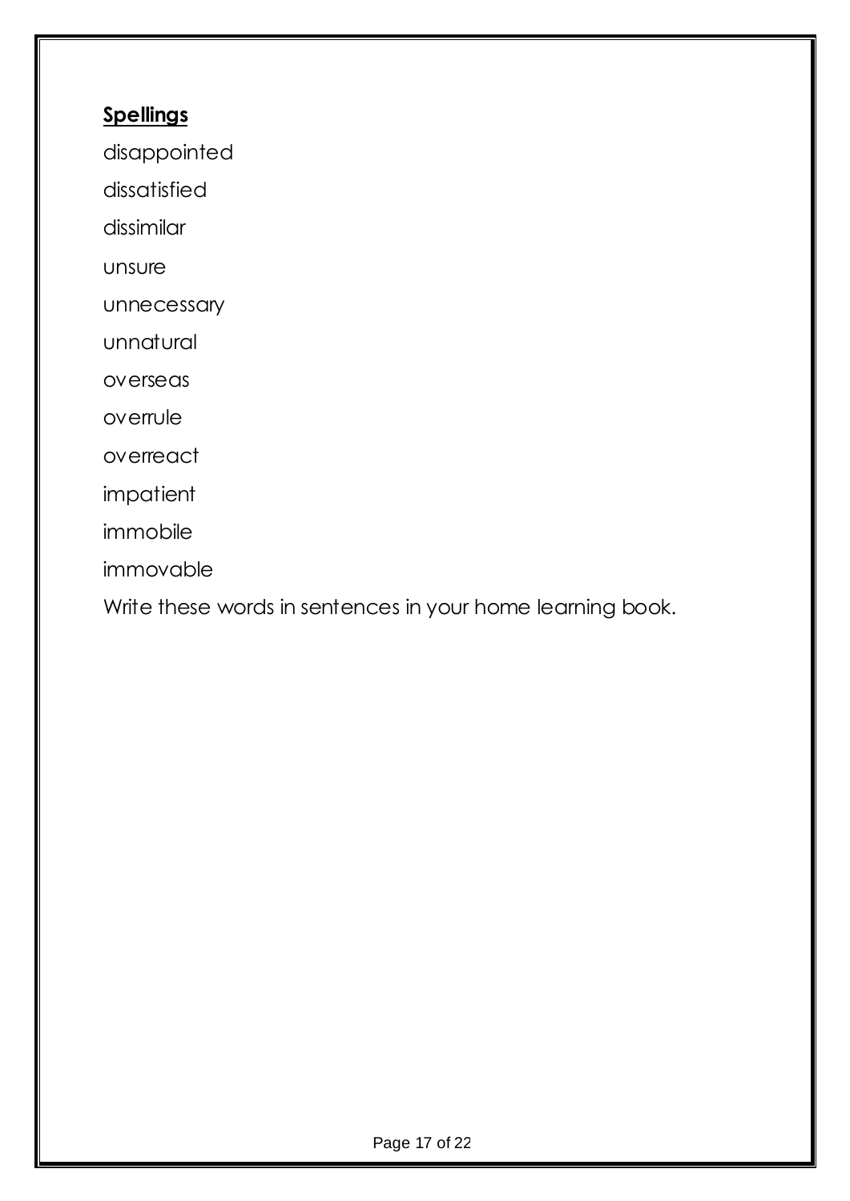**Spellings**

disappointed

dissatisfied

dissimilar

unsure

unnecessary

unnatural

overseas

overrule

overreact

impatient

immobile

immovable

Write these words in sentences in your home learning book.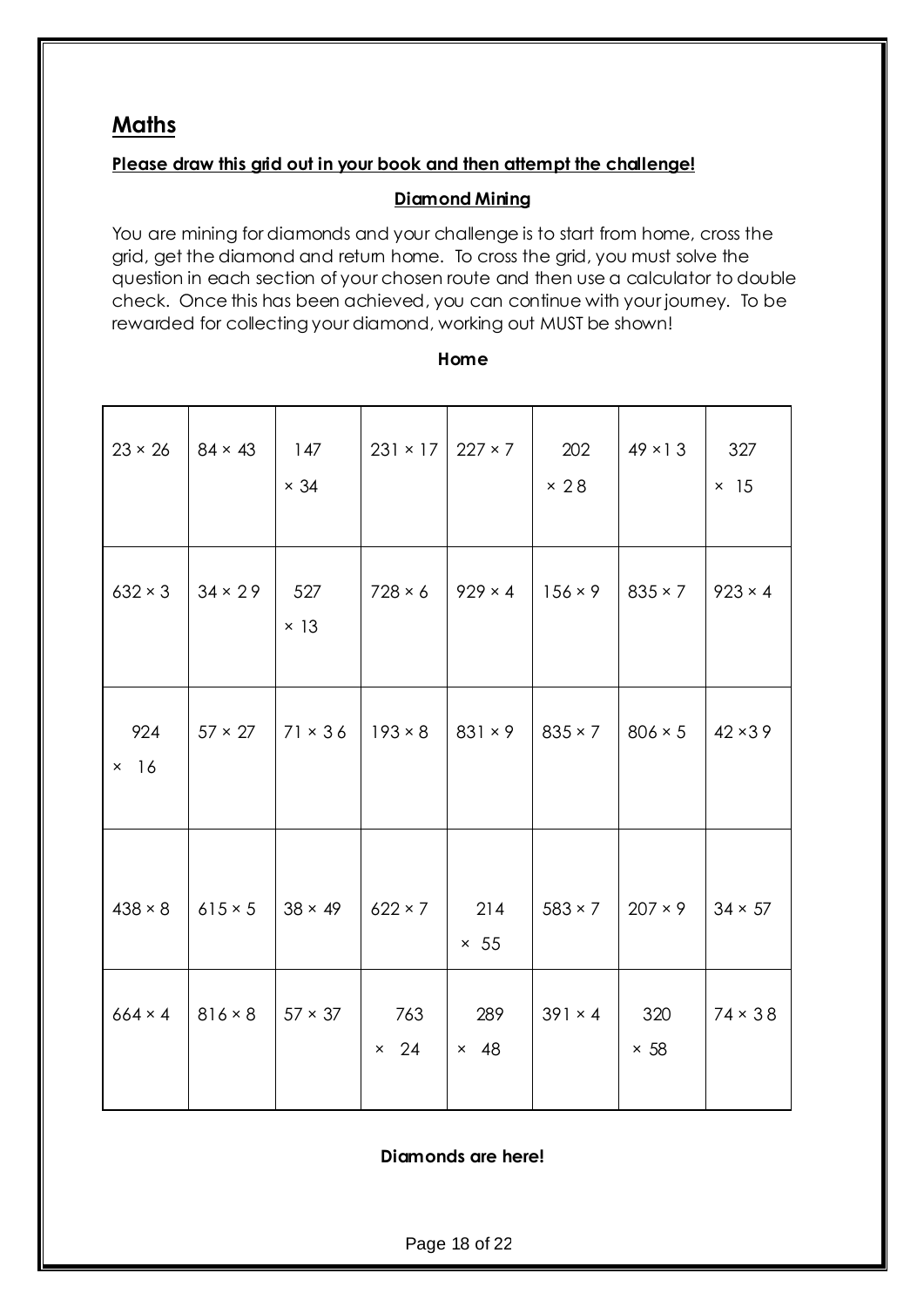## Maths

**Please draw this grid out in your book and then attempt the challenge!**

**Diamond Mining**

You are mining for diamonds and your challenge is to start from home, cross the grid, get the diamond and return home. To cross the grid, you must solve the question in each section of your chosen route and then use a calculator to double check. Once this has been achieved, you can continue with your journey. To be rewarded for collecting your diamond, working out MUST be shown!

**Home**

| | | | | | | | |
|---|---|---|---|---|---|---|---|
| 23 × 26 | 84 × 43 | 147 × 34 | 231 × 17 | 227 × 7 | 202 × 28 | 49 × 13 | 327 × 15 |
| 632 × 3 | 34 × 29 | 527 × 13 | 728 × 6 | 929 × 4 | 156 × 9 | 835 × 7 | 923 × 4 |
| 924 × 16 | 57 × 27 | 71 × 36 | 193 × 8 | 831 × 9 | 835 × 7 | 806 × 5 | 42 × 39 |
| 438 × 8 | 615 × 5 | 38 × 49 | 622 × 7 | 214 × 55 | 583 × 7 | 207 × 9 | 34 × 57 |
| 664 × 4 | 816 × 8 | 57 × 37 | 763 × 24 | 289 × 48 | 391 × 4 | 320 × 58 | 74 × 38 |

**Diamonds are here!**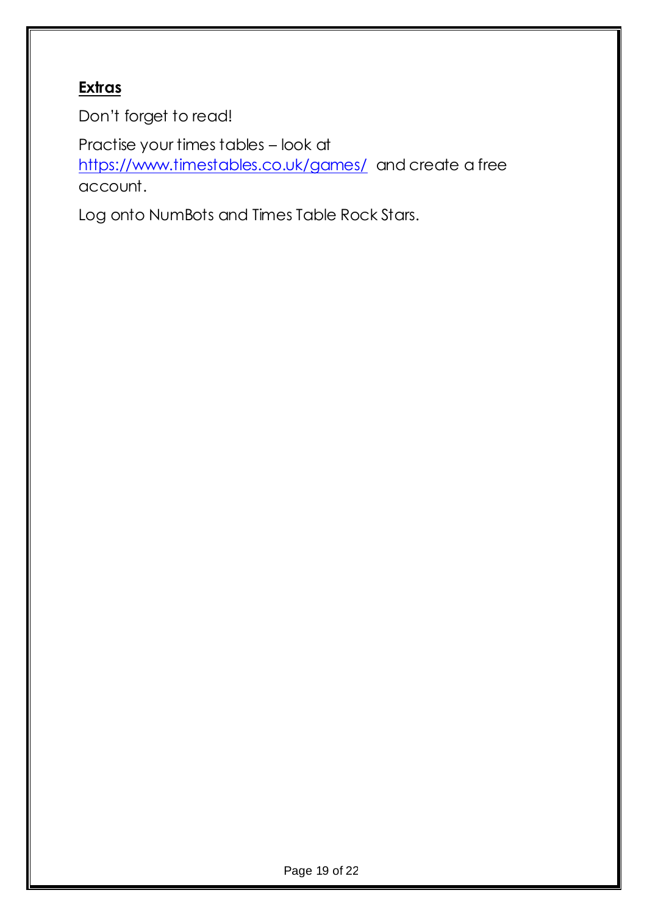**Extras**

Don't forget to read!

Practise your times tables – look at https://www.timestables.co.uk/games/ and create a free account.

Log onto NumBots and Times Table Rock Stars.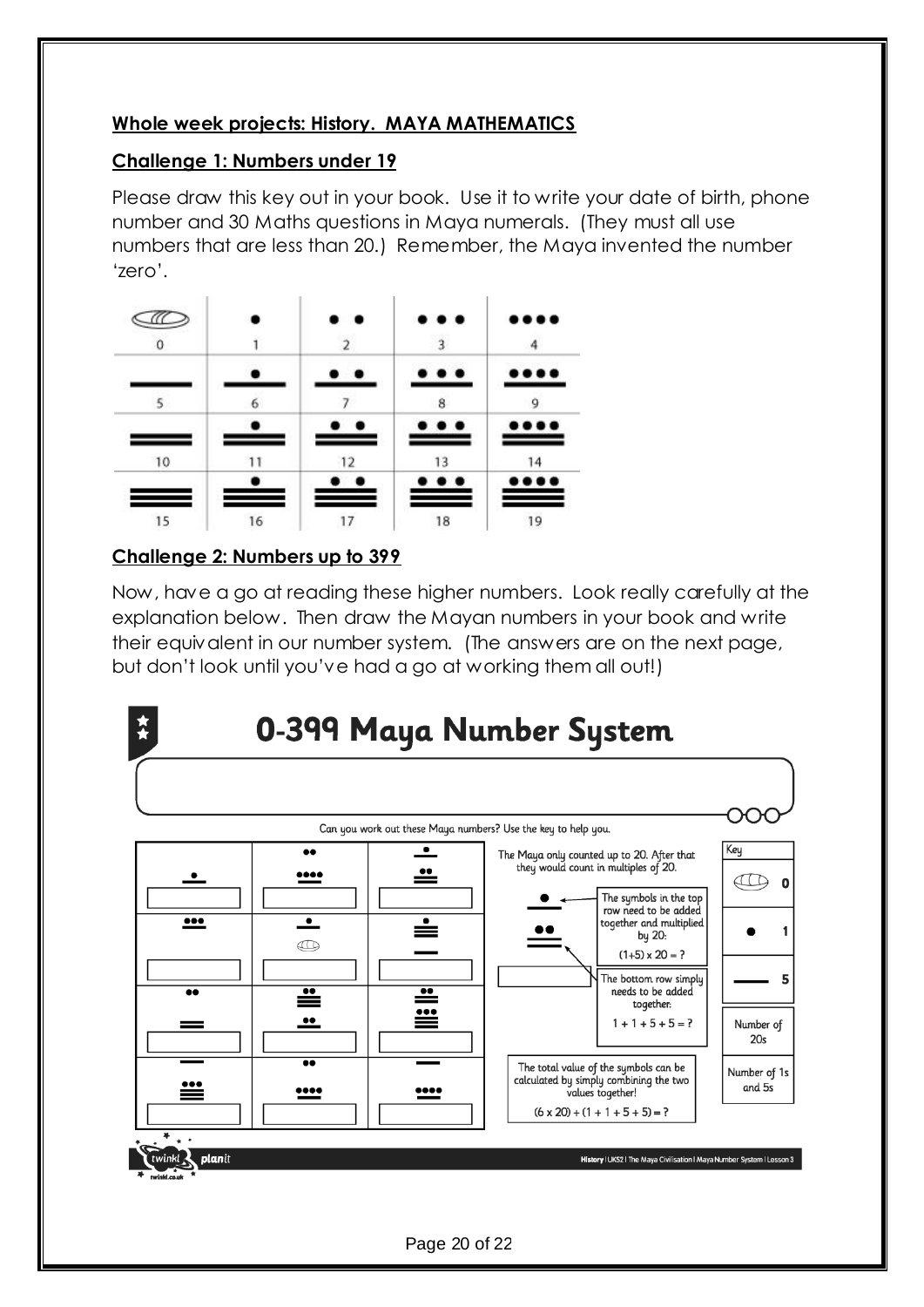**Whole week projects: History. MAYA MATHEMATICS**

**Challenge 1: Numbers under 19**

Please draw this key out in your book. Use it to write your date of birth, phone number and 30 Maths questions in Maya numerals. (They must all use numbers that are less than 20.) Remember, the Maya invented the number 'zero'.

| | | | | |
|---|---|---|---|---|
| 0 | 1 | 2 | 3 | 4 |
| 5 | 6 | 7 | 8 | 9 |
| 10 | 11 | 12 | 13 | 14 |
| 15 | 16 | 17 | 18 | 19 |

**Challenge 2: Numbers up to 399**

Now, have a go at reading these higher numbers. Look really carefully at the explanation below. Then draw the Mayan numbers in your book and write their equivalent in our number system. (The answers are on the next page, but don't look until you've had a go at working them all out!)

# 0-399 Maya Number System

Can you work out these Maya numbers? Use the key to help you.

The Maya only counted up to 20. After that they would count in multiples of 20.

The symbols in the top row need to be added together and multiplied by 20:

$(1+5) \times 20 = ?$

The bottom row simply needs to be added together:

$1 + 1 + 5 + 5 = ?$

The total value of the symbols can be calculated by simply combining the two values together!

$(6 \times 20) + (1 + 1 + 5 + 5) = ?$

| Key | |
|---|---|
| (shell) | 0 |
| ● | 1 |
| — | 5 |
| Number of 20s | |
| Number of 1s and 5s | |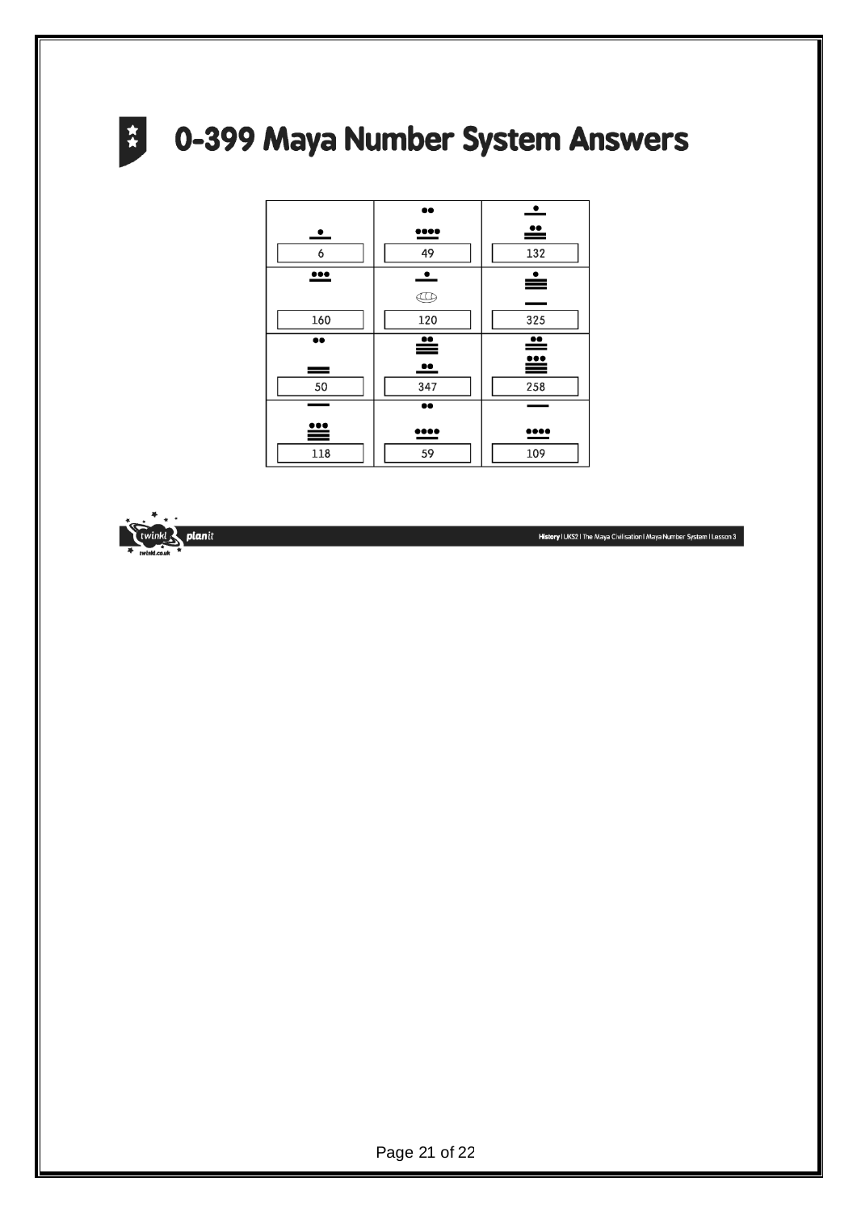# 0-399 Maya Number System Answers

| | | |
|---|---|---|
| 6 | 49 | 132 |
| 160 | 120 | 325 |
| 50 | 347 | 258 |
| 118 | 59 | 109 |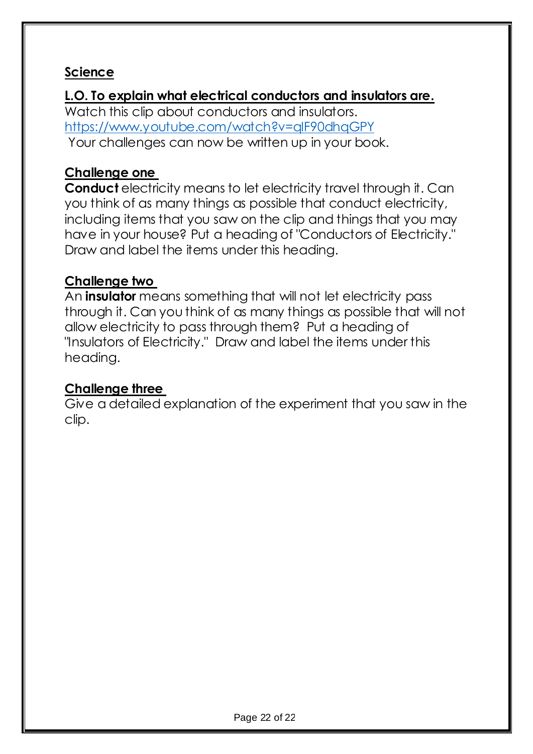## Science

**L.O. To explain what electrical conductors and insulators are.**

Watch this clip about conductors and insulators.
https://www.youtube.com/watch?v=qIF90dhqGPY
Your challenges can now be written up in your book.

### Challenge one

**Conduct** electricity means to let electricity travel through it. Can you think of as many things as possible that conduct electricity, including items that you saw on the clip and things that you may have in your house? Put a heading of "Conductors of Electricity." Draw and label the items under this heading.

### Challenge two

An **insulator** means something that will not let electricity pass through it. Can you think of as many things as possible that will not allow electricity to pass through them? Put a heading of "Insulators of Electricity." Draw and label the items under this heading.

### Challenge three

Give a detailed explanation of the experiment that you saw in the clip.